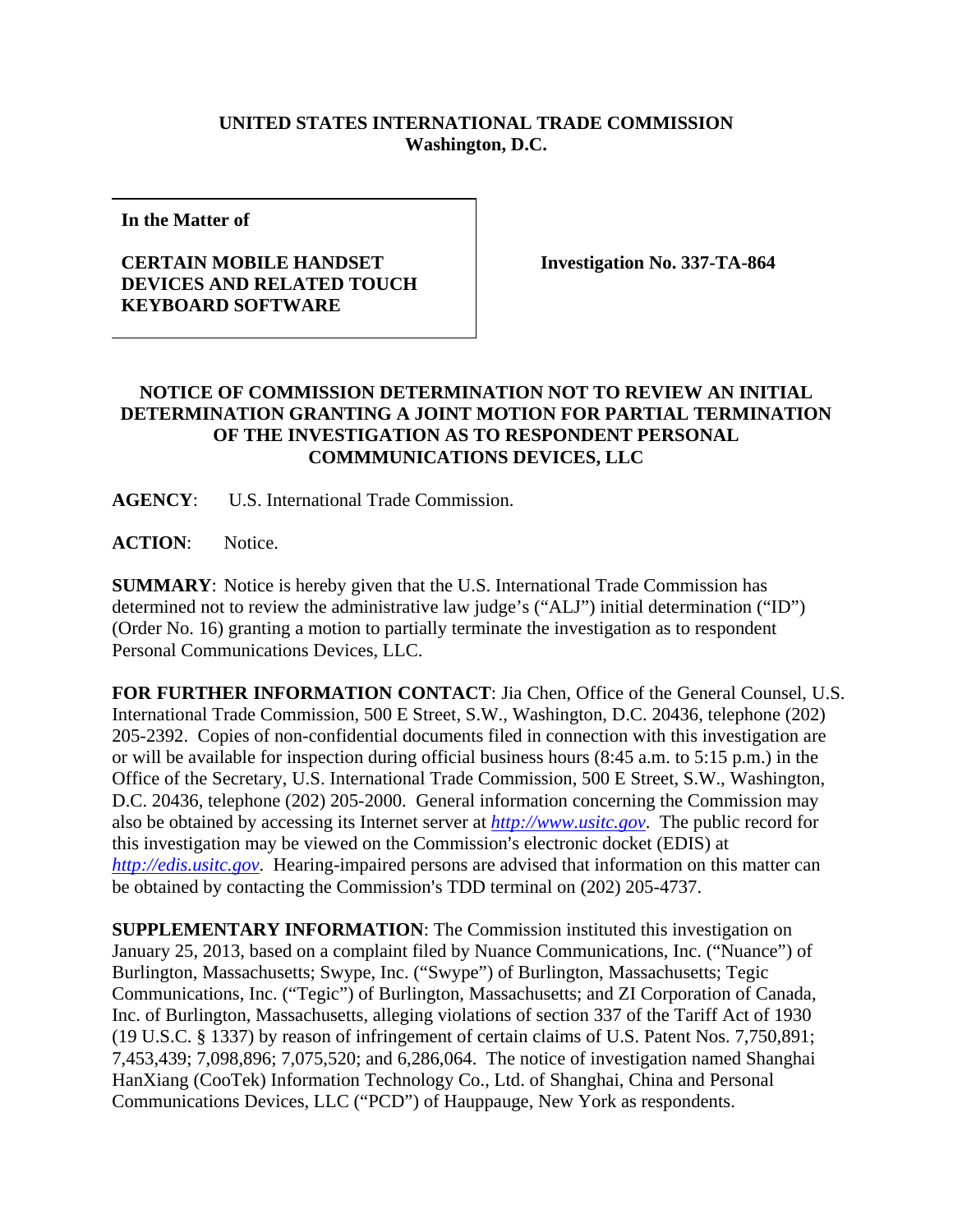**UNITED STATES INTERNATIONAL TRADE COMMISSION**
**Washington, D.C.**

| **In the Matter of** | |
|---|---|
| **CERTAIN MOBILE HANDSET DEVICES AND RELATED TOUCH KEYBOARD SOFTWARE** | **Investigation No. 337-TA-864** |

**NOTICE OF COMMISSION DETERMINATION NOT TO REVIEW AN INITIAL DETERMINATION GRANTING A JOINT MOTION FOR PARTIAL TERMINATION OF THE INVESTIGATION AS TO RESPONDENT PERSONAL COMMMUNICATIONS DEVICES, LLC**

**AGENCY**: U.S. International Trade Commission.

**ACTION**: Notice.

**SUMMARY**: Notice is hereby given that the U.S. International Trade Commission has determined not to review the administrative law judge's ("ALJ") initial determination ("ID") (Order No. 16) granting a motion to partially terminate the investigation as to respondent Personal Communications Devices, LLC.

**FOR FURTHER INFORMATION CONTACT**: Jia Chen, Office of the General Counsel, U.S. International Trade Commission, 500 E Street, S.W., Washington, D.C. 20436, telephone (202) 205-2392. Copies of non-confidential documents filed in connection with this investigation are or will be available for inspection during official business hours (8:45 a.m. to 5:15 p.m.) in the Office of the Secretary, U.S. International Trade Commission, 500 E Street, S.W., Washington, D.C. 20436, telephone (202) 205-2000. General information concerning the Commission may also be obtained by accessing its Internet server at *http://www.usitc.gov*. The public record for this investigation may be viewed on the Commission's electronic docket (EDIS) at *http://edis.usitc.gov*. Hearing-impaired persons are advised that information on this matter can be obtained by contacting the Commission's TDD terminal on (202) 205-4737.

**SUPPLEMENTARY INFORMATION**: The Commission instituted this investigation on January 25, 2013, based on a complaint filed by Nuance Communications, Inc. ("Nuance") of Burlington, Massachusetts; Swype, Inc. ("Swype") of Burlington, Massachusetts; Tegic Communications, Inc. ("Tegic") of Burlington, Massachusetts; and ZI Corporation of Canada, Inc. of Burlington, Massachusetts, alleging violations of section 337 of the Tariff Act of 1930 (19 U.S.C. § 1337) by reason of infringement of certain claims of U.S. Patent Nos. 7,750,891; 7,453,439; 7,098,896; 7,075,520; and 6,286,064. The notice of investigation named Shanghai HanXiang (CooTek) Information Technology Co., Ltd. of Shanghai, China and Personal Communications Devices, LLC ("PCD") of Hauppauge, New York as respondents.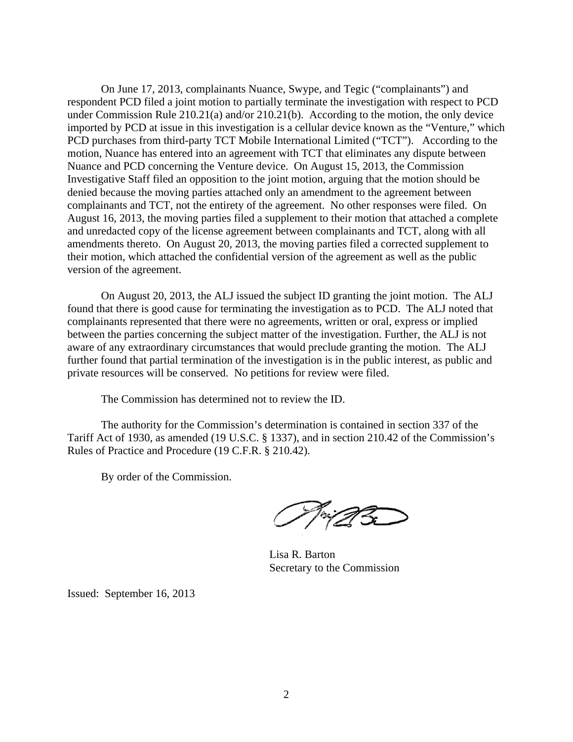On June 17, 2013, complainants Nuance, Swype, and Tegic ("complainants") and respondent PCD filed a joint motion to partially terminate the investigation with respect to PCD under Commission Rule 210.21(a) and/or 210.21(b). According to the motion, the only device imported by PCD at issue in this investigation is a cellular device known as the "Venture," which PCD purchases from third-party TCT Mobile International Limited ("TCT"). According to the motion, Nuance has entered into an agreement with TCT that eliminates any dispute between Nuance and PCD concerning the Venture device. On August 15, 2013, the Commission Investigative Staff filed an opposition to the joint motion, arguing that the motion should be denied because the moving parties attached only an amendment to the agreement between complainants and TCT, not the entirety of the agreement. No other responses were filed. On August 16, 2013, the moving parties filed a supplement to their motion that attached a complete and unredacted copy of the license agreement between complainants and TCT, along with all amendments thereto. On August 20, 2013, the moving parties filed a corrected supplement to their motion, which attached the confidential version of the agreement as well as the public version of the agreement.

On August 20, 2013, the ALJ issued the subject ID granting the joint motion. The ALJ found that there is good cause for terminating the investigation as to PCD. The ALJ noted that complainants represented that there were no agreements, written or oral, express or implied between the parties concerning the subject matter of the investigation. Further, the ALJ is not aware of any extraordinary circumstances that would preclude granting the motion. The ALJ further found that partial termination of the investigation is in the public interest, as public and private resources will be conserved. No petitions for review were filed.

The Commission has determined not to review the ID.

The authority for the Commission's determination is contained in section 337 of the Tariff Act of 1930, as amended (19 U.S.C. § 1337), and in section 210.42 of the Commission's Rules of Practice and Procedure (19 C.F.R. § 210.42).

By order of the Commission.

Lisa R. Barton
Secretary to the Commission

Issued: September 16, 2013